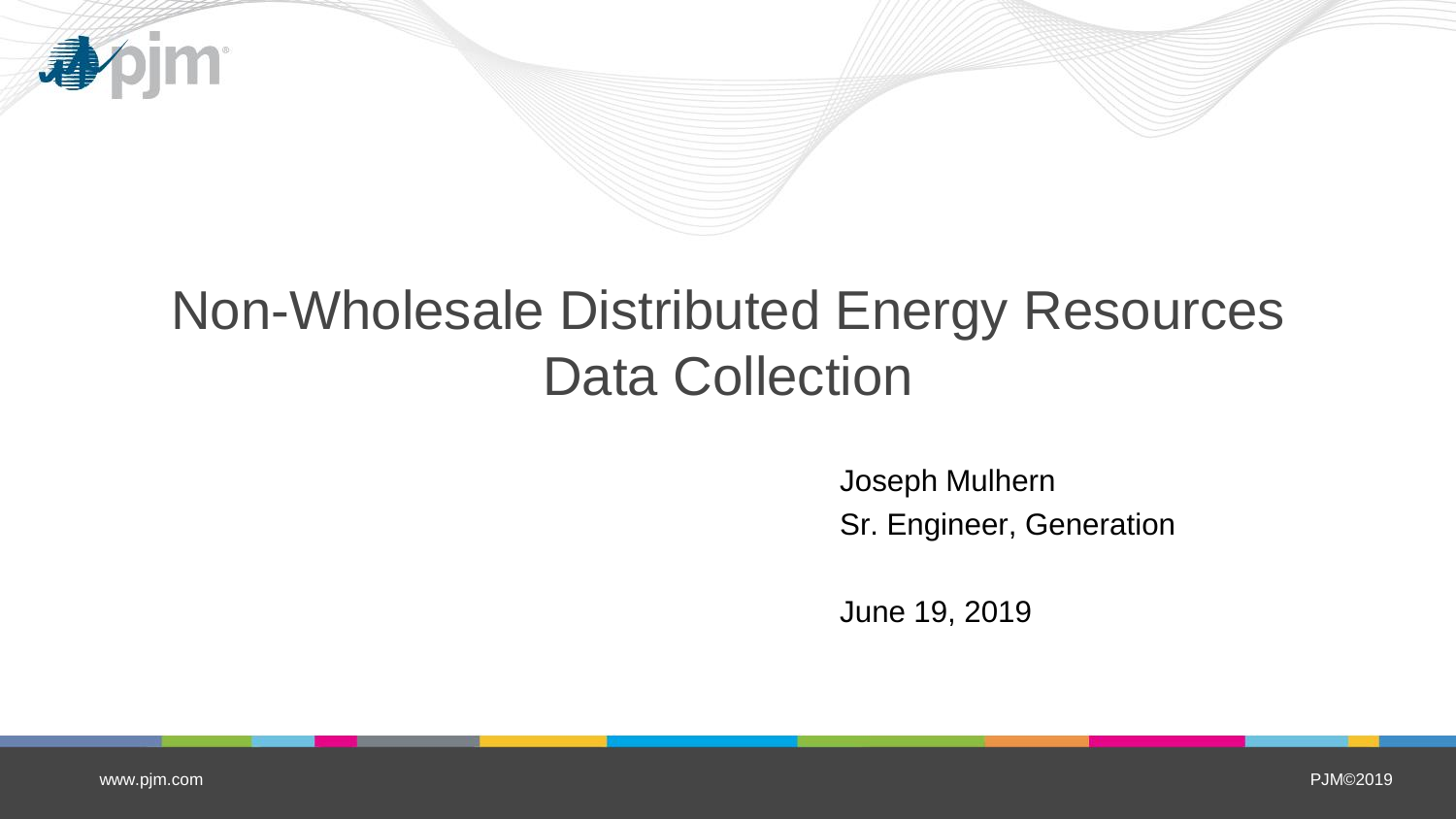# Non-Wholesale Distributed Energy Resources Data Collection

Joseph Mulhern

Sr. Engineer, Generation

June 19, 2019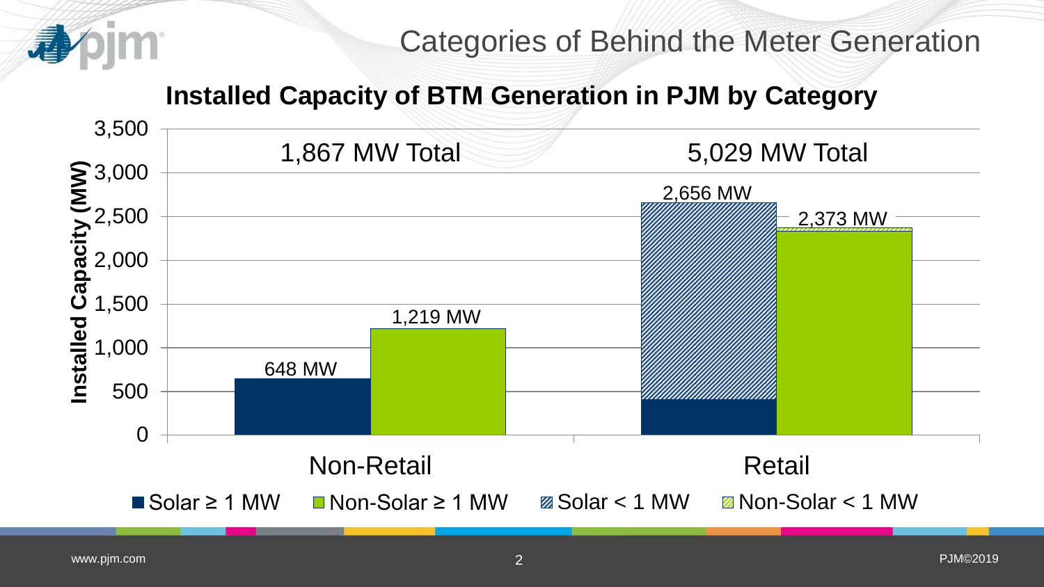# Categories of Behind the Meter Generation

## Installed Capacity of BTM Generation in PJM by Category

| | Non-Retail | Retail |
| --- | --- | --- |
| Total | 1,867 MW Total | 5,029 MW Total |
| Solar (≥ 1 MW / < 1 MW) | 648 MW | 2,656 MW |
| Non-Solar (≥ 1 MW / < 1 MW) | 1,219 MW | 2,373 MW |

Installed Capacity (MW)

Legend: Solar ≥ 1 MW, Non-Solar ≥ 1 MW, Solar < 1 MW, Non-Solar < 1 MW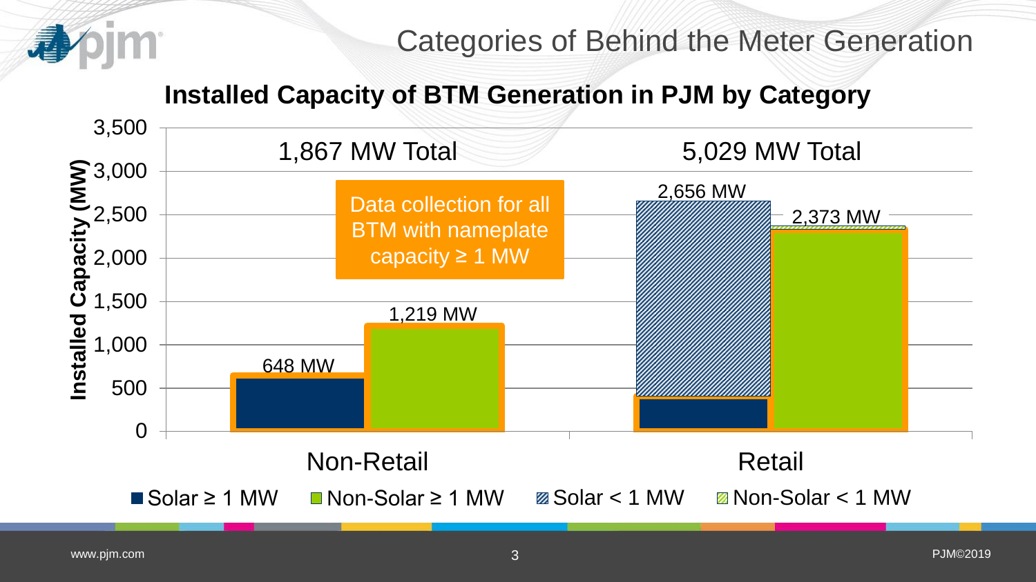# Categories of Behind the Meter Generation

## Installed Capacity of BTM Generation in PJM by Category

Installed Capacity (MW)

| | Solar ≥ 1 MW | Non-Solar ≥ 1 MW | Solar < 1 MW | Non-Solar < 1 MW | Total |
|---|---|---|---|---|---|
| Non-Retail | 648 MW | 1,219 MW | | | 1,867 MW Total |
| Retail | | | | | 5,029 MW Total |

Retail bar labels: 2,656 MW (Solar); 2,373 MW (Non-Solar)

Data collection for all BTM with nameplate capacity ≥ 1 MW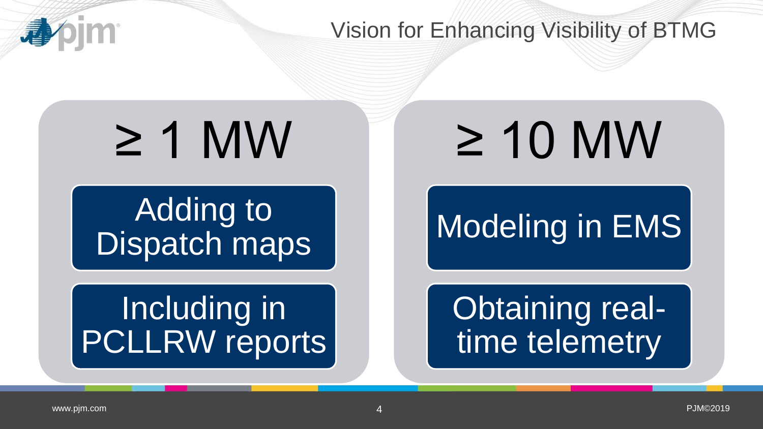# Vision for Enhancing Visibility of BTMG

## ≥ 1 MW

- Adding to Dispatch maps
- Including in PCLLRW reports

## ≥ 10 MW

- Modeling in EMS
- Obtaining real-time telemetry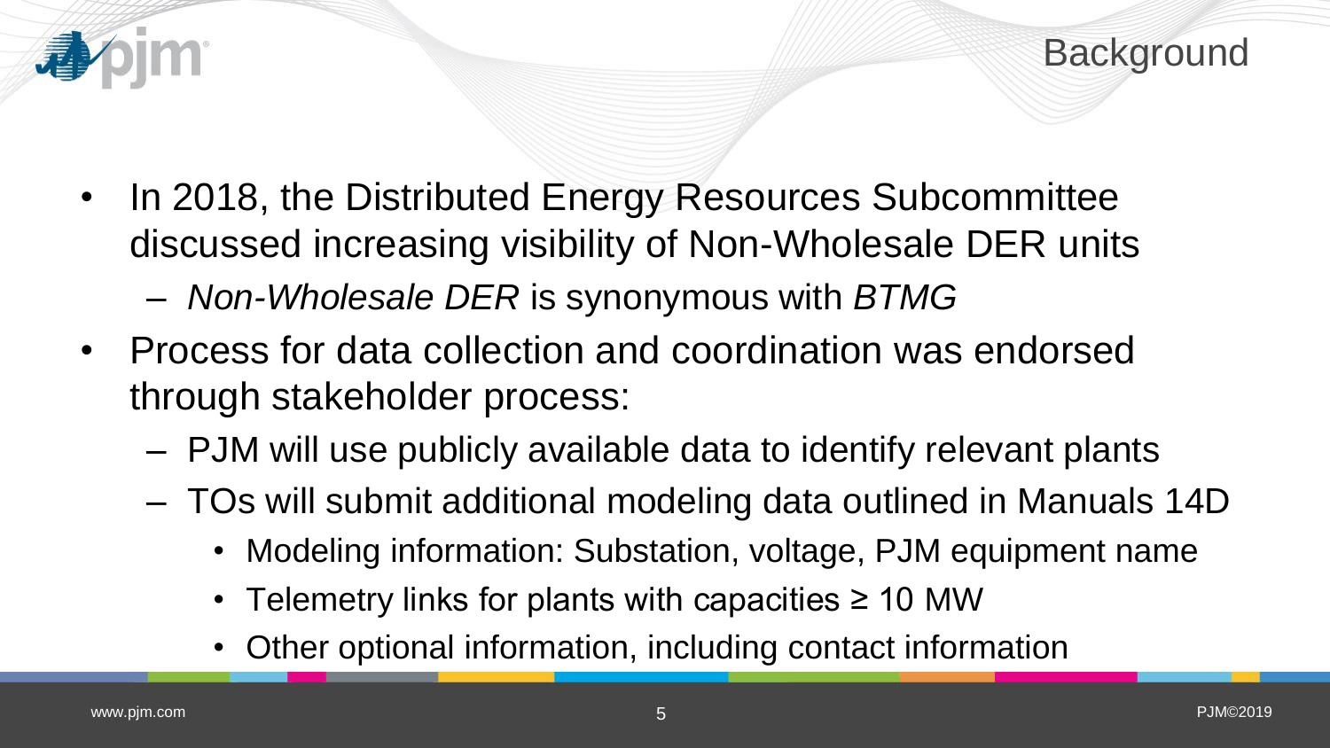# Background

- In 2018, the Distributed Energy Resources Subcommittee discussed increasing visibility of Non-Wholesale DER units
  - *Non-Wholesale DER* is synonymous with *BTMG*
- Process for data collection and coordination was endorsed through stakeholder process:
  - PJM will use publicly available data to identify relevant plants
  - TOs will submit additional modeling data outlined in Manuals 14D
    - Modeling information: Substation, voltage, PJM equipment name
    - Telemetry links for plants with capacities ≥ 10 MW
    - Other optional information, including contact information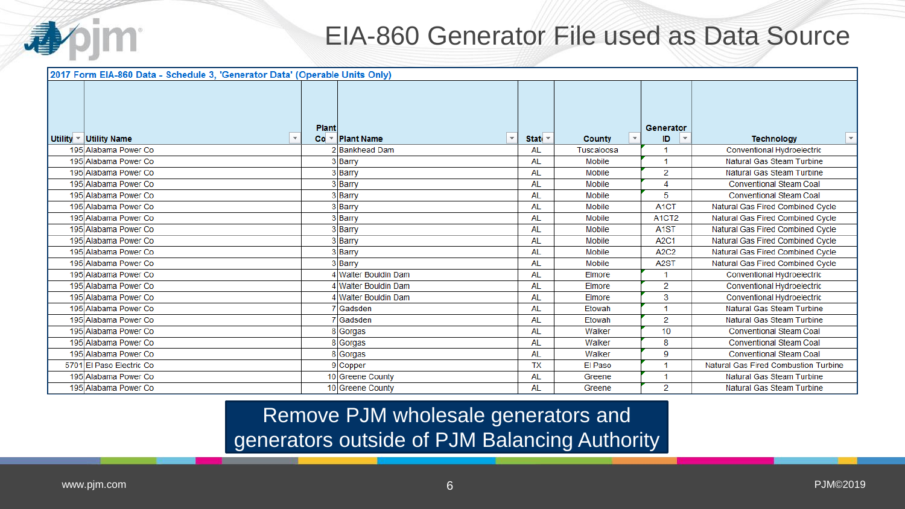# EIA-860 Generator File used as Data Source

**2017 Form EIA-860 Data - Schedule 3, 'Generator Data' (Operable Units Only)**

| Utility | Utility Name | Plant Co | Plant Name | Stat | County | Generator ID | Technology |
|---|---|---|---|---|---|---|---|
| 195 | Alabama Power Co | 2 | Bankhead Dam | AL | Tuscaloosa | 1 | Conventional Hydroelectric |
| 195 | Alabama Power Co | 3 | Barry | AL | Mobile | 1 | Natural Gas Steam Turbine |
| 195 | Alabama Power Co | 3 | Barry | AL | Mobile | 2 | Natural Gas Steam Turbine |
| 195 | Alabama Power Co | 3 | Barry | AL | Mobile | 4 | Conventional Steam Coal |
| 195 | Alabama Power Co | 3 | Barry | AL | Mobile | 5 | Conventional Steam Coal |
| 195 | Alabama Power Co | 3 | Barry | AL | Mobile | A1CT | Natural Gas Fired Combined Cycle |
| 195 | Alabama Power Co | 3 | Barry | AL | Mobile | A1CT2 | Natural Gas Fired Combined Cycle |
| 195 | Alabama Power Co | 3 | Barry | AL | Mobile | A1ST | Natural Gas Fired Combined Cycle |
| 195 | Alabama Power Co | 3 | Barry | AL | Mobile | A2C1 | Natural Gas Fired Combined Cycle |
| 195 | Alabama Power Co | 3 | Barry | AL | Mobile | A2C2 | Natural Gas Fired Combined Cycle |
| 195 | Alabama Power Co | 3 | Barry | AL | Mobile | A2ST | Natural Gas Fired Combined Cycle |
| 195 | Alabama Power Co | 4 | Walter Bouldin Dam | AL | Elmore | 1 | Conventional Hydroelectric |
| 195 | Alabama Power Co | 4 | Walter Bouldin Dam | AL | Elmore | 2 | Conventional Hydroelectric |
| 195 | Alabama Power Co | 4 | Walter Bouldin Dam | AL | Elmore | 3 | Conventional Hydroelectric |
| 195 | Alabama Power Co | 7 | Gadsden | AL | Etowah | 1 | Natural Gas Steam Turbine |
| 195 | Alabama Power Co | 7 | Gadsden | AL | Etowah | 2 | Natural Gas Steam Turbine |
| 195 | Alabama Power Co | 8 | Gorgas | AL | Walker | 10 | Conventional Steam Coal |
| 195 | Alabama Power Co | 8 | Gorgas | AL | Walker | 8 | Conventional Steam Coal |
| 195 | Alabama Power Co | 8 | Gorgas | AL | Walker | 9 | Conventional Steam Coal |
| 5701 | El Paso Electric Co | 9 | Copper | TX | El Paso | 1 | Natural Gas Fired Combustion Turbine |
| 195 | Alabama Power Co | 10 | Greene County | AL | Greene | 1 | Natural Gas Steam Turbine |
| 195 | Alabama Power Co | 10 | Greene County | AL | Greene | 2 | Natural Gas Steam Turbine |

Remove PJM wholesale generators and generators outside of PJM Balancing Authority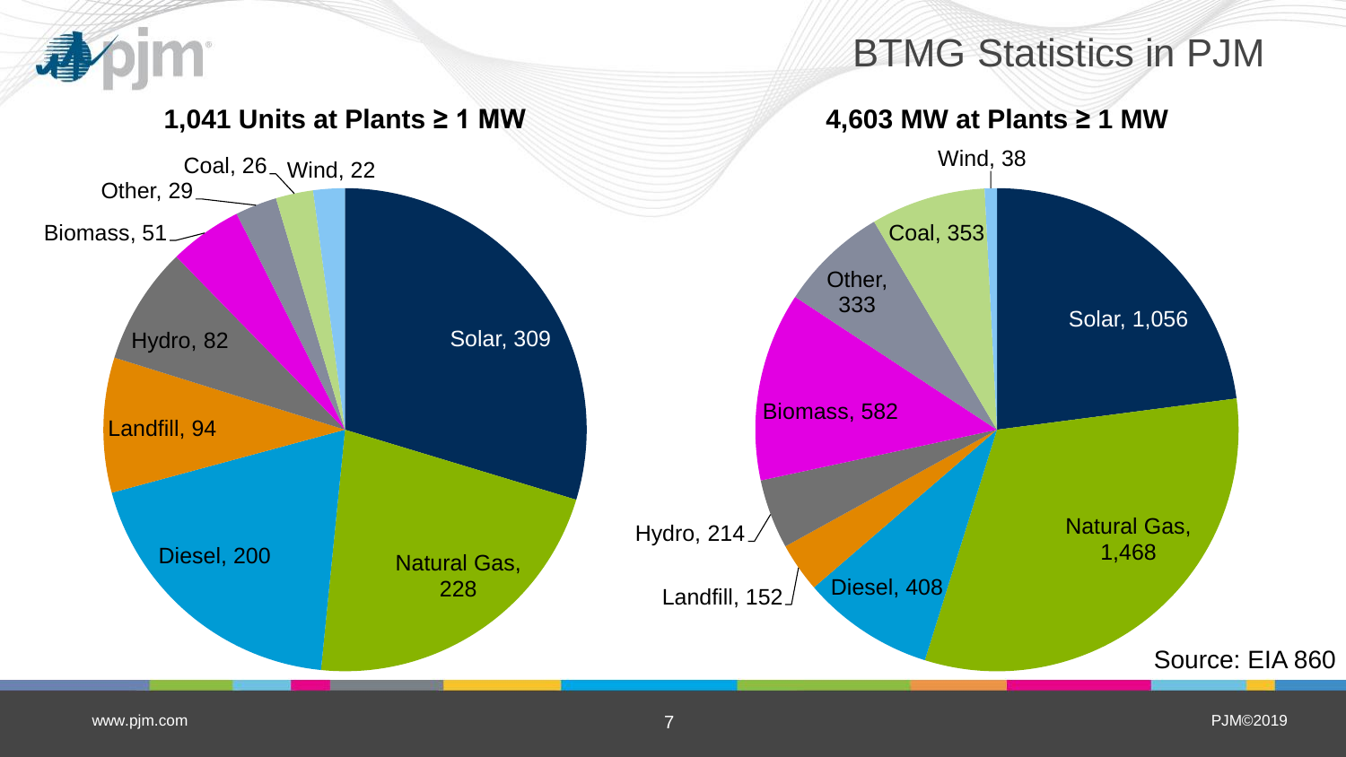# BTMG Statistics in PJM

## 1,041 Units at Plants ≥ 1 MW

| Fuel Type | Units |
|---|---|
| Solar | 309 |
| Natural Gas | 228 |
| Diesel | 200 |
| Landfill | 94 |
| Hydro | 82 |
| Biomass | 51 |
| Other | 29 |
| Coal | 26 |
| Wind | 22 |

## 4,603 MW at Plants ≥ 1 MW

| Fuel Type | MW |
|---|---|
| Solar | 1,056 |
| Natural Gas | 1,468 |
| Diesel | 408 |
| Landfill | 152 |
| Hydro | 214 |
| Biomass | 582 |
| Other | 333 |
| Coal | 353 |
| Wind | 38 |

Source: EIA 860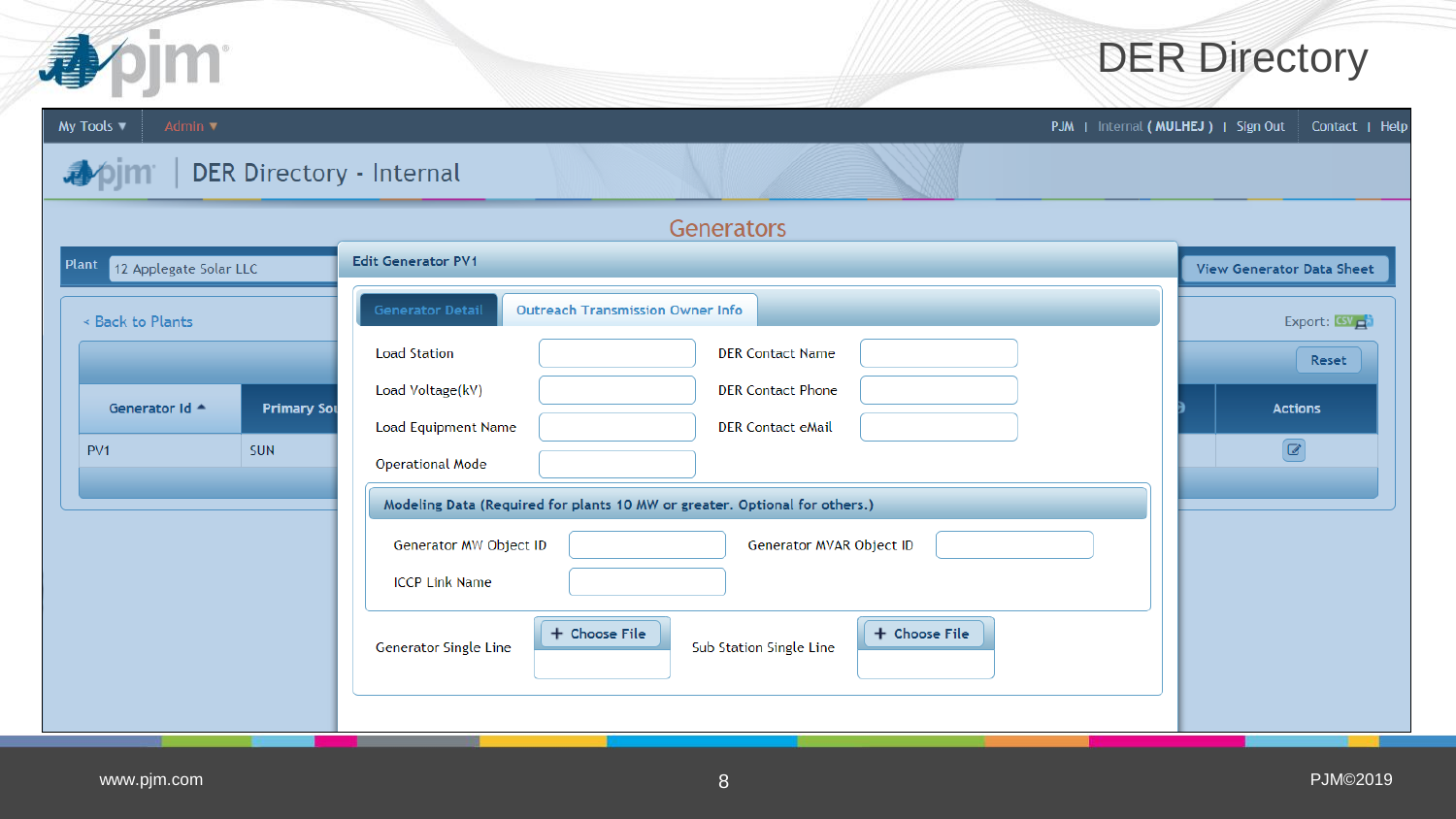# DER Directory

My Tools ▼ | Admin ▼ | PJM | Internal ( MULHEJ ) | Sign Out | Contact | Help

## DER Directory - Internal

### Generators

Plant: 12 Applegate Solar LLC

View Generator Data Sheet

< Back to Plants

Export: CSV

Reset

| Generator Id ▲ | Primary Sou... | Actions |
| --- | --- | --- |
| PV1 | SUN | |

**Edit Generator PV1**

Generator Detail | Outreach Transmission Owner Info

| | | | |
| --- | --- | --- | --- |
| Load Station | | DER Contact Name | |
| Load Voltage(kV) | | DER Contact Phone | |
| Load Equipment Name | | DER Contact eMail | |
| Operational Mode | | | |

**Modeling Data (Required for plants 10 MW or greater. Optional for others.)**

| | | | |
| --- | --- | --- | --- |
| Generator MW Object ID | | Generator MVAR Object ID | |
| ICCP Link Name | | | |

Generator Single Line: + Choose File

Sub Station Single Line: + Choose File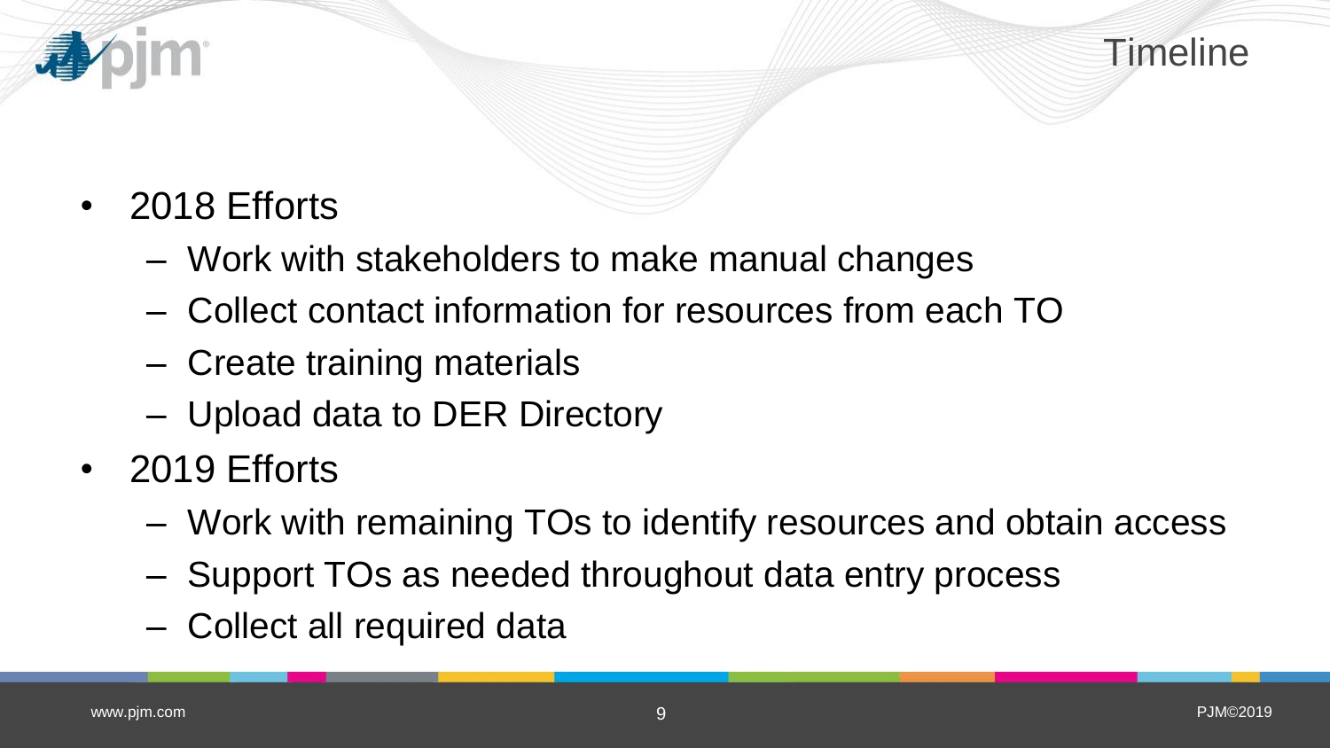# Timeline

- 2018 Efforts
  - Work with stakeholders to make manual changes
  - Collect contact information for resources from each TO
  - Create training materials
  - Upload data to DER Directory
- 2019 Efforts
  - Work with remaining TOs to identify resources and obtain access
  - Support TOs as needed throughout data entry process
  - Collect all required data